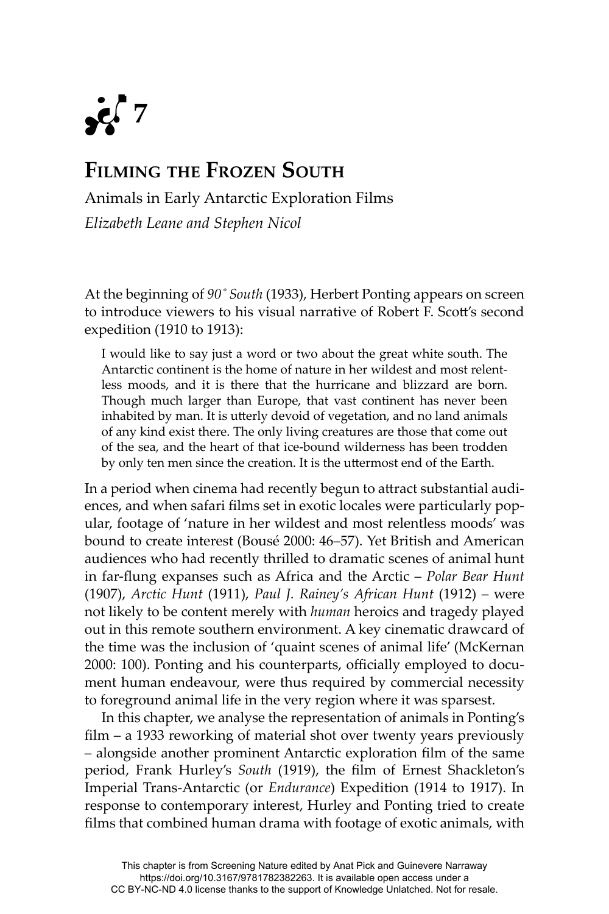# 7

## Filming the Frozen South

Animals in Early Antarctic Exploration Films

*Elizabeth Leane and Stephen Nicol*

At the beginning of *90° South* (1933), Herbert Ponting appears on screen to introduce viewers to his visual narrative of Robert F. Scott's second expedition (1910 to 1913):

> I would like to say just a word or two about the great white south. The Antarctic continent is the home of nature in her wildest and most relentless moods, and it is there that the hurricane and blizzard are born. Though much larger than Europe, that vast continent has never been inhabited by man. It is utterly devoid of vegetation, and no land animals of any kind exist there. The only living creatures are those that come out of the sea, and the heart of that ice-bound wilderness has been trodden by only ten men since the creation. It is the uttermost end of the Earth.

In a period when cinema had recently begun to attract substantial audiences, and when safari films set in exotic locales were particularly popular, footage of 'nature in her wildest and most relentless moods' was bound to create interest (Bousé 2000: 46–57). Yet British and American audiences who had recently thrilled to dramatic scenes of animal hunt in far-flung expanses such as Africa and the Arctic – *Polar Bear Hunt* (1907), *Arctic Hunt* (1911), *Paul J. Rainey's African Hunt* (1912) – were not likely to be content merely with *human* heroics and tragedy played out in this remote southern environment. A key cinematic drawcard of the time was the inclusion of 'quaint scenes of animal life' (McKernan 2000: 100). Ponting and his counterparts, officially employed to document human endeavour, were thus required by commercial necessity to foreground animal life in the very region where it was sparsest.

In this chapter, we analyse the representation of animals in Ponting's film – a 1933 reworking of material shot over twenty years previously – alongside another prominent Antarctic exploration film of the same period, Frank Hurley's *South* (1919), the film of Ernest Shackleton's Imperial Trans-Antarctic (or *Endurance*) Expedition (1914 to 1917). In response to contemporary interest, Hurley and Ponting tried to create films that combined human drama with footage of exotic animals, with

This chapter is from Screening Nature edited by Anat Pick and Guinevere Narraway https://doi.org/10.3167/9781782382263. It is available open access under a CC BY-NC-ND 4.0 license thanks to the support of Knowledge Unlatched. Not for resale.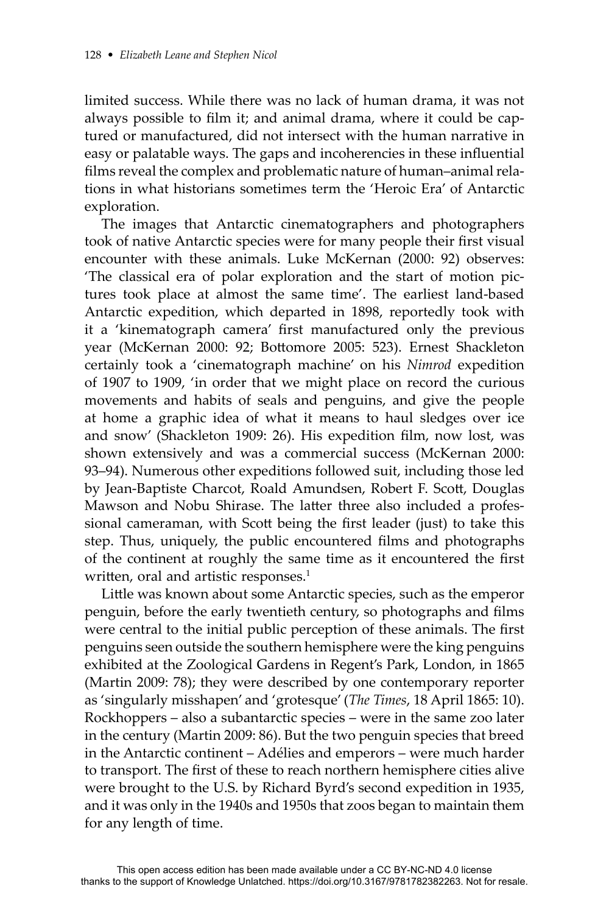limited success. While there was no lack of human drama, it was not always possible to film it; and animal drama, where it could be captured or manufactured, did not intersect with the human narrative in easy or palatable ways. The gaps and incoherencies in these influential films reveal the complex and problematic nature of human–animal relations in what historians sometimes term the 'Heroic Era' of Antarctic exploration.

The images that Antarctic cinematographers and photographers took of native Antarctic species were for many people their first visual encounter with these animals. Luke McKernan (2000: 92) observes: 'The classical era of polar exploration and the start of motion pictures took place at almost the same time'. The earliest land-based Antarctic expedition, which departed in 1898, reportedly took with it a 'kinematograph camera' first manufactured only the previous year (McKernan 2000: 92; Bottomore 2005: 523). Ernest Shackleton certainly took a 'cinematograph machine' on his *Nimrod* expedition of 1907 to 1909, 'in order that we might place on record the curious movements and habits of seals and penguins, and give the people at home a graphic idea of what it means to haul sledges over ice and snow' (Shackleton 1909: 26). His expedition film, now lost, was shown extensively and was a commercial success (McKernan 2000: 93–94). Numerous other expeditions followed suit, including those led by Jean-Baptiste Charcot, Roald Amundsen, Robert F. Scott, Douglas Mawson and Nobu Shirase. The latter three also included a professional cameraman, with Scott being the first leader (just) to take this step. Thus, uniquely, the public encountered films and photographs of the continent at roughly the same time as it encountered the first written, oral and artistic responses.[1]

Little was known about some Antarctic species, such as the emperor penguin, before the early twentieth century, so photographs and films were central to the initial public perception of these animals. The first penguins seen outside the southern hemisphere were the king penguins exhibited at the Zoological Gardens in Regent's Park, London, in 1865 (Martin 2009: 78); they were described by one contemporary reporter as 'singularly misshapen' and 'grotesque' (*The Times*, 18 April 1865: 10). Rockhoppers – also a subantarctic species – were in the same zoo later in the century (Martin 2009: 86). But the two penguin species that breed in the Antarctic continent – Adélies and emperors – were much harder to transport. The first of these to reach northern hemisphere cities alive were brought to the U.S. by Richard Byrd's second expedition in 1935, and it was only in the 1940s and 1950s that zoos began to maintain them for any length of time.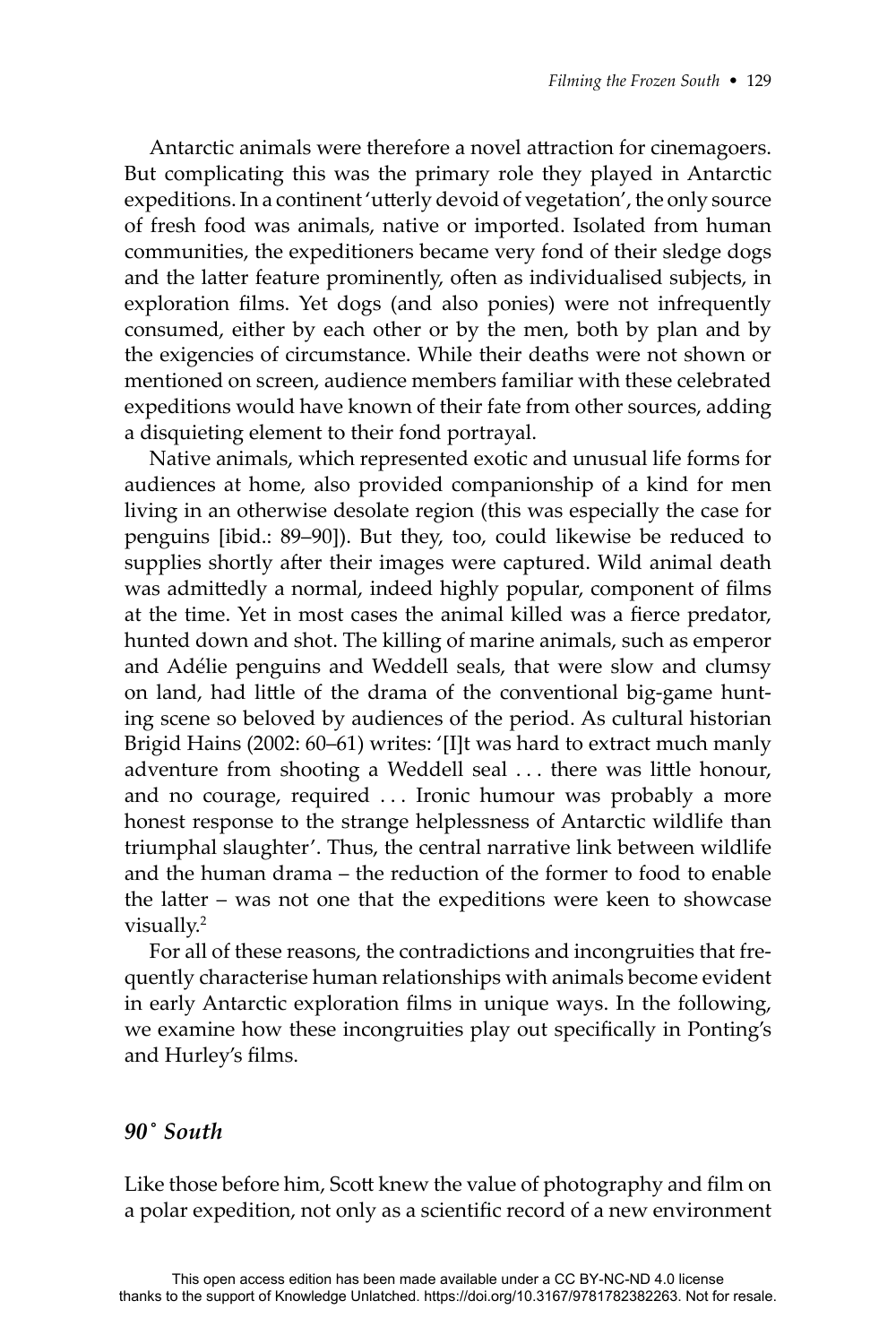Antarctic animals were therefore a novel attraction for cinemagoers. But complicating this was the primary role they played in Antarctic expeditions. In a continent 'utterly devoid of vegetation', the only source of fresh food was animals, native or imported. Isolated from human communities, the expeditioners became very fond of their sledge dogs and the latter feature prominently, often as individualised subjects, in exploration films. Yet dogs (and also ponies) were not infrequently consumed, either by each other or by the men, both by plan and by the exigencies of circumstance. While their deaths were not shown or mentioned on screen, audience members familiar with these celebrated expeditions would have known of their fate from other sources, adding a disquieting element to their fond portrayal.

Native animals, which represented exotic and unusual life forms for audiences at home, also provided companionship of a kind for men living in an otherwise desolate region (this was especially the case for penguins [ibid.: 89–90]). But they, too, could likewise be reduced to supplies shortly after their images were captured. Wild animal death was admittedly a normal, indeed highly popular, component of films at the time. Yet in most cases the animal killed was a fierce predator, hunted down and shot. The killing of marine animals, such as emperor and Adélie penguins and Weddell seals, that were slow and clumsy on land, had little of the drama of the conventional big-game hunting scene so beloved by audiences of the period. As cultural historian Brigid Hains (2002: 60–61) writes: '[I]t was hard to extract much manly adventure from shooting a Weddell seal . . . there was little honour, and no courage, required . . . Ironic humour was probably a more honest response to the strange helplessness of Antarctic wildlife than triumphal slaughter'. Thus, the central narrative link between wildlife and the human drama – the reduction of the former to food to enable the latter – was not one that the expeditions were keen to showcase visually.[2]

For all of these reasons, the contradictions and incongruities that frequently characterise human relationships with animals become evident in early Antarctic exploration films in unique ways. In the following, we examine how these incongruities play out specifically in Ponting's and Hurley's films.

## *90˚ South*

Like those before him, Scott knew the value of photography and film on a polar expedition, not only as a scientific record of a new environment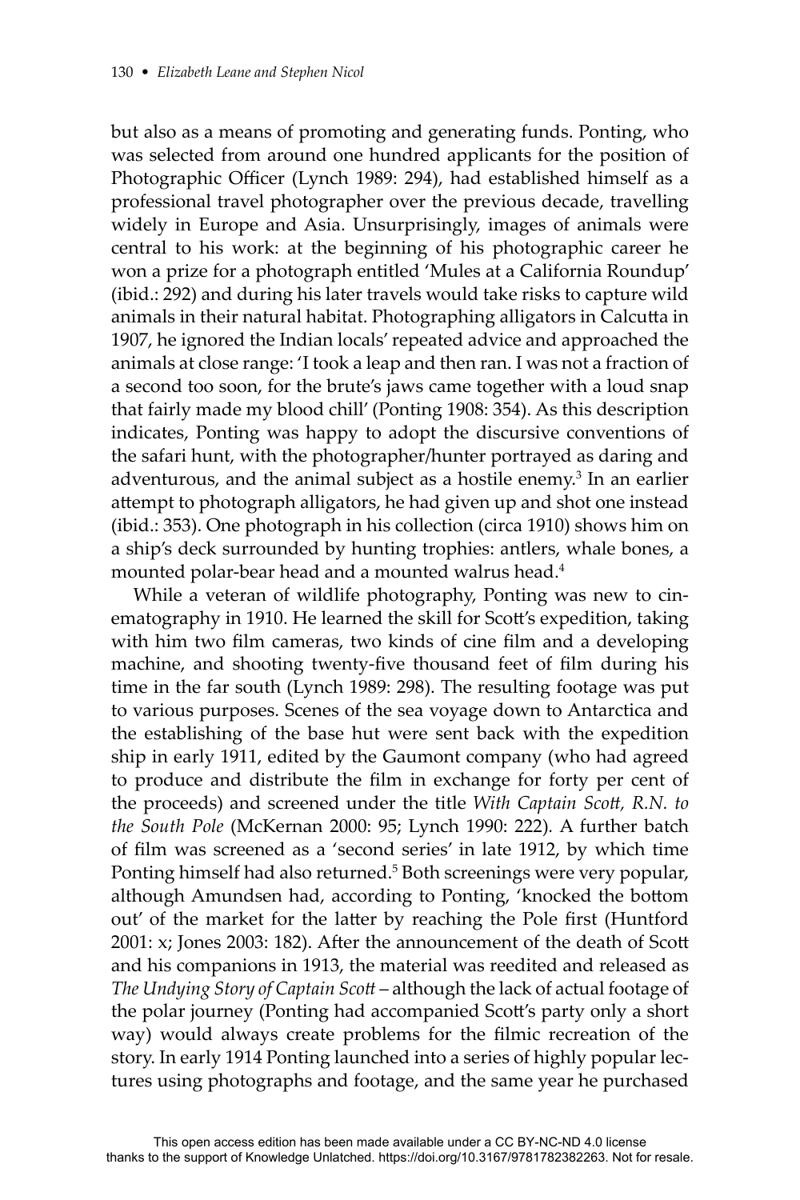but also as a means of promoting and generating funds. Ponting, who was selected from around one hundred applicants for the position of Photographic Officer (Lynch 1989: 294), had established himself as a professional travel photographer over the previous decade, travelling widely in Europe and Asia. Unsurprisingly, images of animals were central to his work: at the beginning of his photographic career he won a prize for a photograph entitled 'Mules at a California Roundup' (ibid.: 292) and during his later travels would take risks to capture wild animals in their natural habitat. Photographing alligators in Calcutta in 1907, he ignored the Indian locals' repeated advice and approached the animals at close range: 'I took a leap and then ran. I was not a fraction of a second too soon, for the brute's jaws came together with a loud snap that fairly made my blood chill' (Ponting 1908: 354). As this description indicates, Ponting was happy to adopt the discursive conventions of the safari hunt, with the photographer/hunter portrayed as daring and adventurous, and the animal subject as a hostile enemy.[3] In an earlier attempt to photograph alligators, he had given up and shot one instead (ibid.: 353). One photograph in his collection (circa 1910) shows him on a ship's deck surrounded by hunting trophies: antlers, whale bones, a mounted polar-bear head and a mounted walrus head.[4]

While a veteran of wildlife photography, Ponting was new to cinematography in 1910. He learned the skill for Scott's expedition, taking with him two film cameras, two kinds of cine film and a developing machine, and shooting twenty-five thousand feet of film during his time in the far south (Lynch 1989: 298). The resulting footage was put to various purposes. Scenes of the sea voyage down to Antarctica and the establishing of the base hut were sent back with the expedition ship in early 1911, edited by the Gaumont company (who had agreed to produce and distribute the film in exchange for forty per cent of the proceeds) and screened under the title *With Captain Scott, R.N. to the South Pole* (McKernan 2000: 95; Lynch 1990: 222). A further batch of film was screened as a 'second series' in late 1912, by which time Ponting himself had also returned.[5] Both screenings were very popular, although Amundsen had, according to Ponting, 'knocked the bottom out' of the market for the latter by reaching the Pole first (Huntford 2001: x; Jones 2003: 182). After the announcement of the death of Scott and his companions in 1913, the material was reedited and released as *The Undying Story of Captain Scott* – although the lack of actual footage of the polar journey (Ponting had accompanied Scott's party only a short way) would always create problems for the filmic recreation of the story. In early 1914 Ponting launched into a series of highly popular lectures using photographs and footage, and the same year he purchased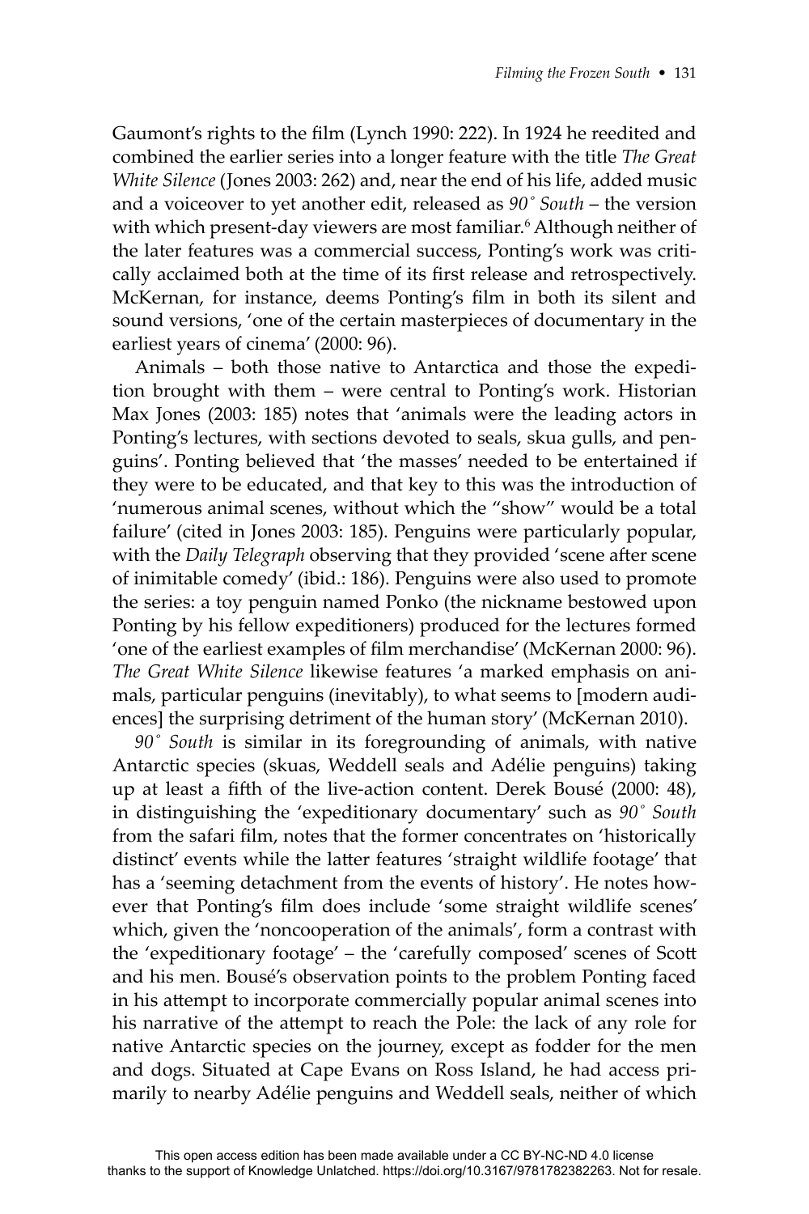Gaumont's rights to the film (Lynch 1990: 222). In 1924 he reedited and combined the earlier series into a longer feature with the title *The Great White Silence* (Jones 2003: 262) and, near the end of his life, added music and a voiceover to yet another edit, released as *90˚ South* – the version with which present-day viewers are most familiar.[6] Although neither of the later features was a commercial success, Ponting's work was critically acclaimed both at the time of its first release and retrospectively. McKernan, for instance, deems Ponting's film in both its silent and sound versions, 'one of the certain masterpieces of documentary in the earliest years of cinema' (2000: 96).

Animals – both those native to Antarctica and those the expedition brought with them – were central to Ponting's work. Historian Max Jones (2003: 185) notes that 'animals were the leading actors in Ponting's lectures, with sections devoted to seals, skua gulls, and penguins'. Ponting believed that 'the masses' needed to be entertained if they were to be educated, and that key to this was the introduction of 'numerous animal scenes, without which the "show" would be a total failure' (cited in Jones 2003: 185). Penguins were particularly popular, with the *Daily Telegraph* observing that they provided 'scene after scene of inimitable comedy' (ibid.: 186). Penguins were also used to promote the series: a toy penguin named Ponko (the nickname bestowed upon Ponting by his fellow expeditioners) produced for the lectures formed 'one of the earliest examples of film merchandise' (McKernan 2000: 96). *The Great White Silence* likewise features 'a marked emphasis on animals, particular penguins (inevitably), to what seems to [modern audiences] the surprising detriment of the human story' (McKernan 2010).

*90˚ South* is similar in its foregrounding of animals, with native Antarctic species (skuas, Weddell seals and Adélie penguins) taking up at least a fifth of the live-action content. Derek Bousé (2000: 48), in distinguishing the 'expeditionary documentary' such as *90˚ South* from the safari film, notes that the former concentrates on 'historically distinct' events while the latter features 'straight wildlife footage' that has a 'seeming detachment from the events of history'. He notes however that Ponting's film does include 'some straight wildlife scenes' which, given the 'noncooperation of the animals', form a contrast with the 'expeditionary footage' – the 'carefully composed' scenes of Scott and his men. Bousé's observation points to the problem Ponting faced in his attempt to incorporate commercially popular animal scenes into his narrative of the attempt to reach the Pole: the lack of any role for native Antarctic species on the journey, except as fodder for the men and dogs. Situated at Cape Evans on Ross Island, he had access primarily to nearby Adélie penguins and Weddell seals, neither of which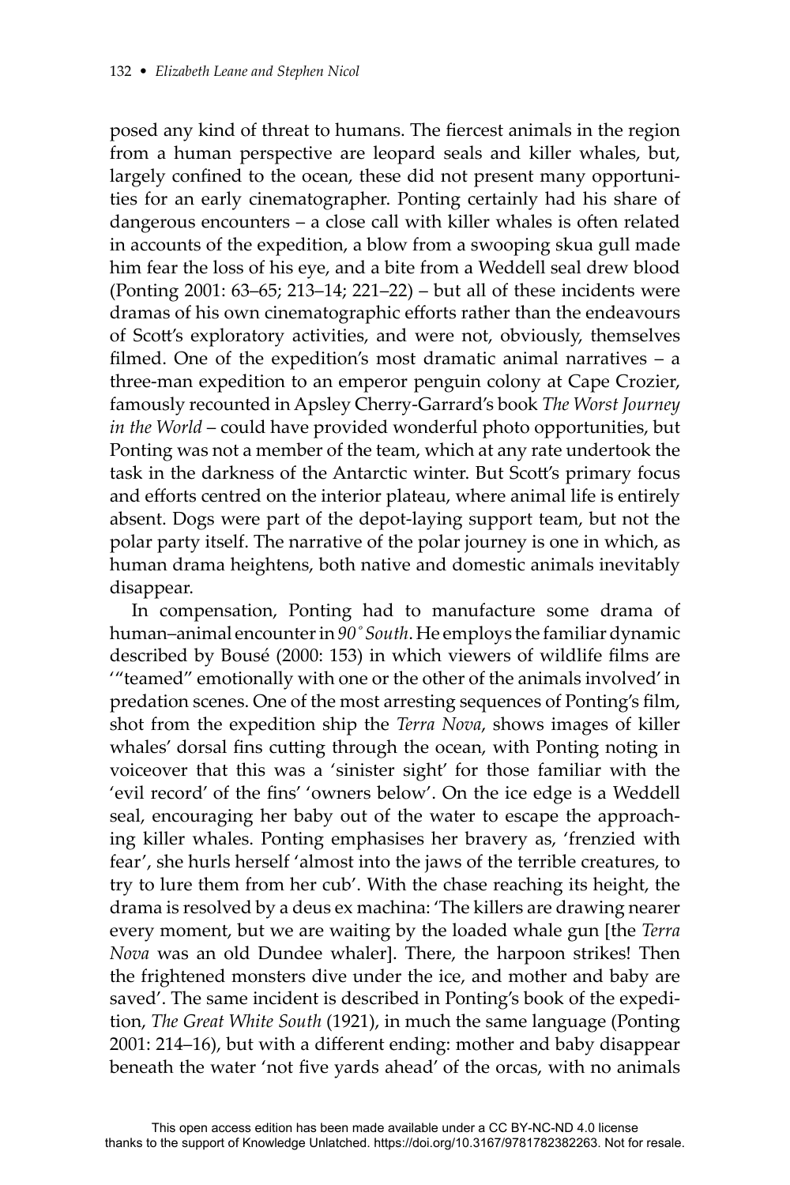posed any kind of threat to humans. The fiercest animals in the region from a human perspective are leopard seals and killer whales, but, largely confined to the ocean, these did not present many opportunities for an early cinematographer. Ponting certainly had his share of dangerous encounters – a close call with killer whales is often related in accounts of the expedition, a blow from a swooping skua gull made him fear the loss of his eye, and a bite from a Weddell seal drew blood (Ponting 2001: 63–65; 213–14; 221–22) – but all of these incidents were dramas of his own cinematographic efforts rather than the endeavours of Scott's exploratory activities, and were not, obviously, themselves filmed. One of the expedition's most dramatic animal narratives – a three-man expedition to an emperor penguin colony at Cape Crozier, famously recounted in Apsley Cherry-Garrard's book *The Worst Journey in the World* – could have provided wonderful photo opportunities, but Ponting was not a member of the team, which at any rate undertook the task in the darkness of the Antarctic winter. But Scott's primary focus and efforts centred on the interior plateau, where animal life is entirely absent. Dogs were part of the depot-laying support team, but not the polar party itself. The narrative of the polar journey is one in which, as human drama heightens, both native and domestic animals inevitably disappear.

In compensation, Ponting had to manufacture some drama of human–animal encounter in *90° South*. He employs the familiar dynamic described by Bousé (2000: 153) in which viewers of wildlife films are '"teamed" emotionally with one or the other of the animals involved' in predation scenes. One of the most arresting sequences of Ponting's film, shot from the expedition ship the *Terra Nova*, shows images of killer whales' dorsal fins cutting through the ocean, with Ponting noting in voiceover that this was a 'sinister sight' for those familiar with the 'evil record' of the fins' 'owners below'. On the ice edge is a Weddell seal, encouraging her baby out of the water to escape the approaching killer whales. Ponting emphasises her bravery as, 'frenzied with fear', she hurls herself 'almost into the jaws of the terrible creatures, to try to lure them from her cub'. With the chase reaching its height, the drama is resolved by a deus ex machina: 'The killers are drawing nearer every moment, but we are waiting by the loaded whale gun [the *Terra Nova* was an old Dundee whaler]. There, the harpoon strikes! Then the frightened monsters dive under the ice, and mother and baby are saved'. The same incident is described in Ponting's book of the expedition, *The Great White South* (1921), in much the same language (Ponting 2001: 214–16), but with a different ending: mother and baby disappear beneath the water 'not five yards ahead' of the orcas, with no animals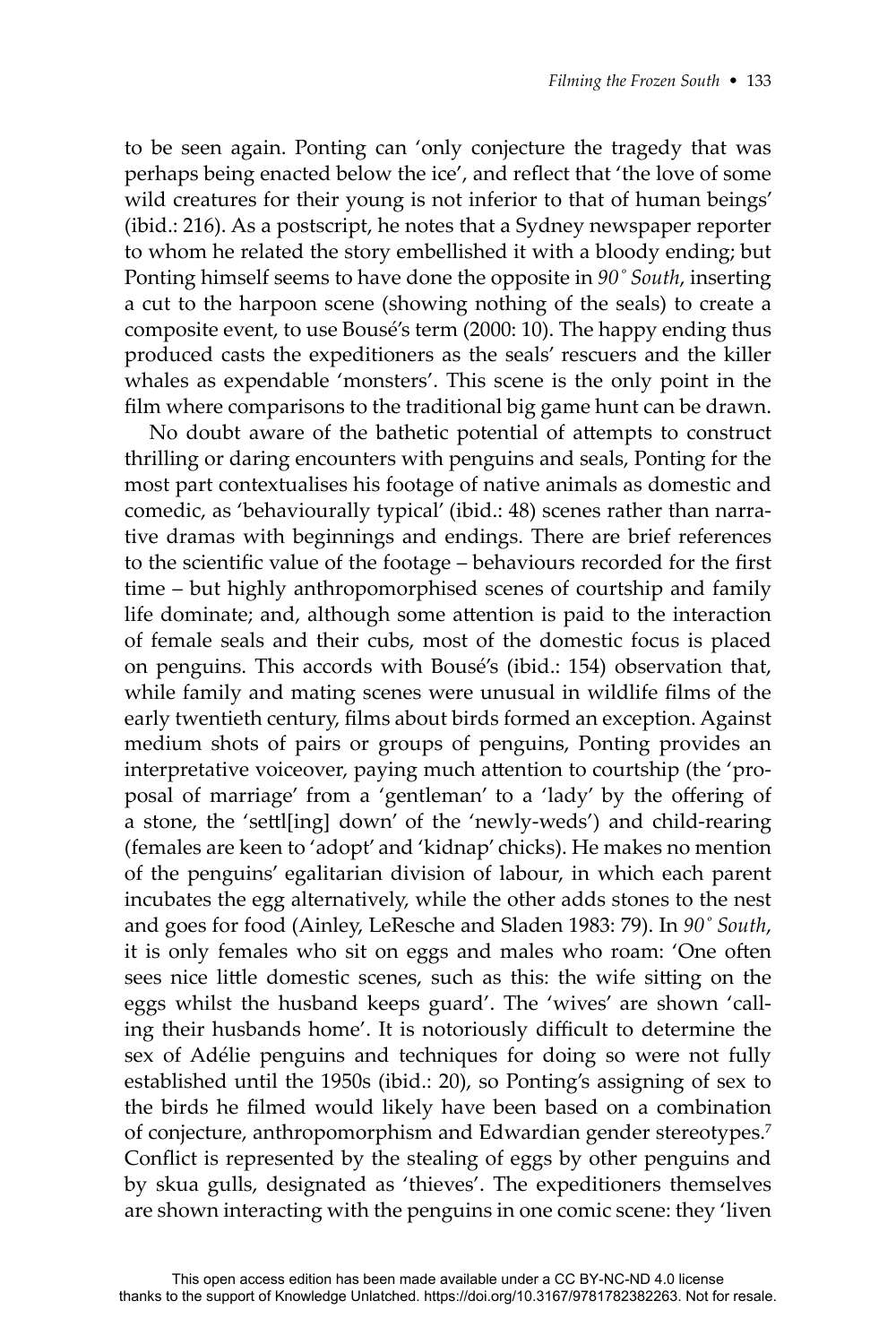to be seen again. Ponting can 'only conjecture the tragedy that was perhaps being enacted below the ice', and reflect that 'the love of some wild creatures for their young is not inferior to that of human beings' (ibid.: 216). As a postscript, he notes that a Sydney newspaper reporter to whom he related the story embellished it with a bloody ending; but Ponting himself seems to have done the opposite in *90˚ South*, inserting a cut to the harpoon scene (showing nothing of the seals) to create a composite event, to use Bousé's term (2000: 10). The happy ending thus produced casts the expeditioners as the seals' rescuers and the killer whales as expendable 'monsters'. This scene is the only point in the film where comparisons to the traditional big game hunt can be drawn.

No doubt aware of the bathetic potential of attempts to construct thrilling or daring encounters with penguins and seals, Ponting for the most part contextualises his footage of native animals as domestic and comedic, as 'behaviourally typical' (ibid.: 48) scenes rather than narrative dramas with beginnings and endings. There are brief references to the scientific value of the footage – behaviours recorded for the first time – but highly anthropomorphised scenes of courtship and family life dominate; and, although some attention is paid to the interaction of female seals and their cubs, most of the domestic focus is placed on penguins. This accords with Bousé's (ibid.: 154) observation that, while family and mating scenes were unusual in wildlife films of the early twentieth century, films about birds formed an exception. Against medium shots of pairs or groups of penguins, Ponting provides an interpretative voiceover, paying much attention to courtship (the 'proposal of marriage' from a 'gentleman' to a 'lady' by the offering of a stone, the 'settl[ing] down' of the 'newly-weds') and child-rearing (females are keen to 'adopt' and 'kidnap' chicks). He makes no mention of the penguins' egalitarian division of labour, in which each parent incubates the egg alternatively, while the other adds stones to the nest and goes for food (Ainley, LeResche and Sladen 1983: 79). In *90˚ South*, it is only females who sit on eggs and males who roam: 'One often sees nice little domestic scenes, such as this: the wife sitting on the eggs whilst the husband keeps guard'. The 'wives' are shown 'calling their husbands home'. It is notoriously difficult to determine the sex of Adélie penguins and techniques for doing so were not fully established until the 1950s (ibid.: 20), so Ponting's assigning of sex to the birds he filmed would likely have been based on a combination of conjecture, anthropomorphism and Edwardian gender stereotypes.[7] Conflict is represented by the stealing of eggs by other penguins and by skua gulls, designated as 'thieves'. The expeditioners themselves are shown interacting with the penguins in one comic scene: they 'liven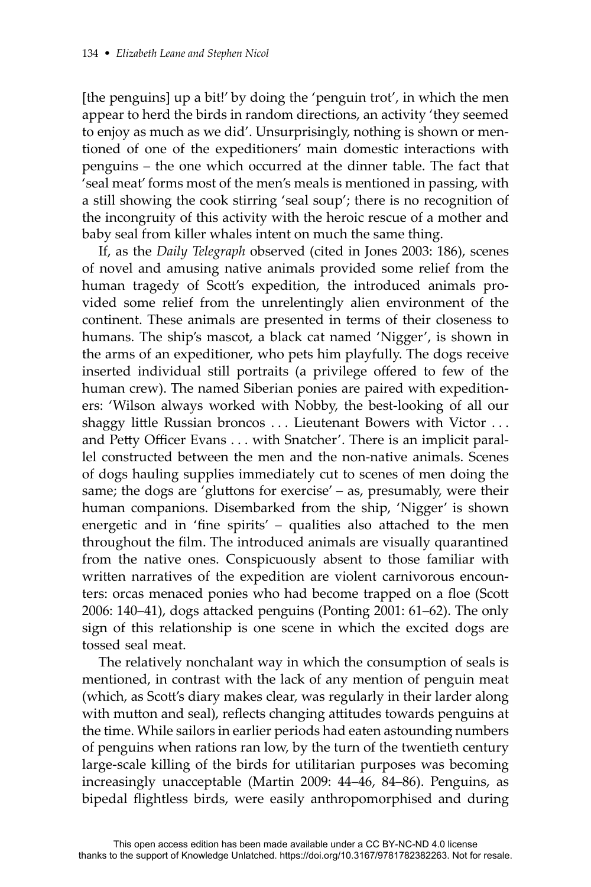[the penguins] up a bit!' by doing the 'penguin trot', in which the men appear to herd the birds in random directions, an activity 'they seemed to enjoy as much as we did'. Unsurprisingly, nothing is shown or mentioned of one of the expeditioners' main domestic interactions with penguins – the one which occurred at the dinner table. The fact that 'seal meat' forms most of the men's meals is mentioned in passing, with a still showing the cook stirring 'seal soup'; there is no recognition of the incongruity of this activity with the heroic rescue of a mother and baby seal from killer whales intent on much the same thing.

If, as the *Daily Telegraph* observed (cited in Jones 2003: 186), scenes of novel and amusing native animals provided some relief from the human tragedy of Scott's expedition, the introduced animals provided some relief from the unrelentingly alien environment of the continent. These animals are presented in terms of their closeness to humans. The ship's mascot, a black cat named 'Nigger', is shown in the arms of an expeditioner, who pets him playfully. The dogs receive inserted individual still portraits (a privilege offered to few of the human crew). The named Siberian ponies are paired with expeditioners: 'Wilson always worked with Nobby, the best-looking of all our shaggy little Russian broncos . . . Lieutenant Bowers with Victor . . . and Petty Officer Evans . . . with Snatcher'. There is an implicit parallel constructed between the men and the non-native animals. Scenes of dogs hauling supplies immediately cut to scenes of men doing the same; the dogs are 'gluttons for exercise' – as, presumably, were their human companions. Disembarked from the ship, 'Nigger' is shown energetic and in 'fine spirits' – qualities also attached to the men throughout the film. The introduced animals are visually quarantined from the native ones. Conspicuously absent to those familiar with written narratives of the expedition are violent carnivorous encounters: orcas menaced ponies who had become trapped on a floe (Scott 2006: 140–41), dogs attacked penguins (Ponting 2001: 61–62). The only sign of this relationship is one scene in which the excited dogs are tossed seal meat.

The relatively nonchalant way in which the consumption of seals is mentioned, in contrast with the lack of any mention of penguin meat (which, as Scott's diary makes clear, was regularly in their larder along with mutton and seal), reflects changing attitudes towards penguins at the time. While sailors in earlier periods had eaten astounding numbers of penguins when rations ran low, by the turn of the twentieth century large-scale killing of the birds for utilitarian purposes was becoming increasingly unacceptable (Martin 2009: 44–46, 84–86). Penguins, as bipedal flightless birds, were easily anthropomorphised and during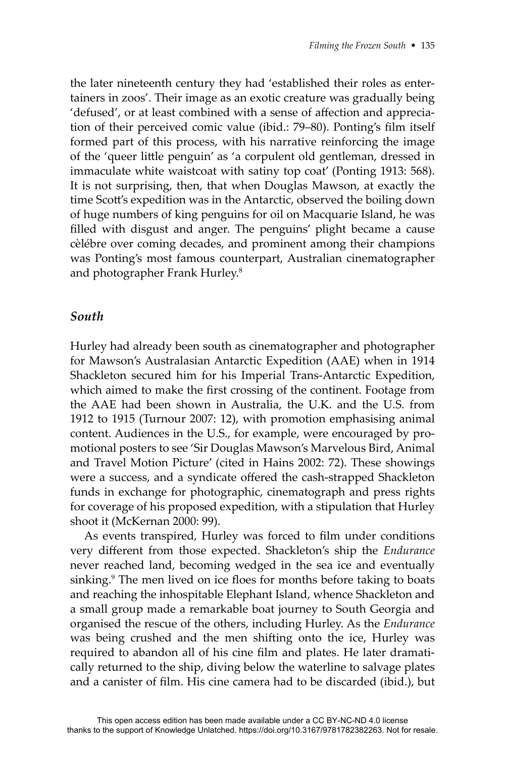the later nineteenth century they had 'established their roles as entertainers in zoos'. Their image as an exotic creature was gradually being 'defused', or at least combined with a sense of affection and appreciation of their perceived comic value (ibid.: 79–80). Ponting's film itself formed part of this process, with his narrative reinforcing the image of the 'queer little penguin' as 'a corpulent old gentleman, dressed in immaculate white waistcoat with satiny top coat' (Ponting 1913: 568). It is not surprising, then, that when Douglas Mawson, at exactly the time Scott's expedition was in the Antarctic, observed the boiling down of huge numbers of king penguins for oil on Macquarie Island, he was filled with disgust and anger. The penguins' plight became a cause cèlébre over coming decades, and prominent among their champions was Ponting's most famous counterpart, Australian cinematographer and photographer Frank Hurley.[8]

## *South*

Hurley had already been south as cinematographer and photographer for Mawson's Australasian Antarctic Expedition (AAE) when in 1914 Shackleton secured him for his Imperial Trans-Antarctic Expedition, which aimed to make the first crossing of the continent. Footage from the AAE had been shown in Australia, the U.K. and the U.S. from 1912 to 1915 (Turnour 2007: 12), with promotion emphasising animal content. Audiences in the U.S., for example, were encouraged by promotional posters to see 'Sir Douglas Mawson's Marvelous Bird, Animal and Travel Motion Picture' (cited in Hains 2002: 72). These showings were a success, and a syndicate offered the cash-strapped Shackleton funds in exchange for photographic, cinematograph and press rights for coverage of his proposed expedition, with a stipulation that Hurley shoot it (McKernan 2000: 99).

As events transpired, Hurley was forced to film under conditions very different from those expected. Shackleton's ship the *Endurance* never reached land, becoming wedged in the sea ice and eventually sinking.[9] The men lived on ice floes for months before taking to boats and reaching the inhospitable Elephant Island, whence Shackleton and a small group made a remarkable boat journey to South Georgia and organised the rescue of the others, including Hurley. As the *Endurance* was being crushed and the men shifting onto the ice, Hurley was required to abandon all of his cine film and plates. He later dramatically returned to the ship, diving below the waterline to salvage plates and a canister of film. His cine camera had to be discarded (ibid.), but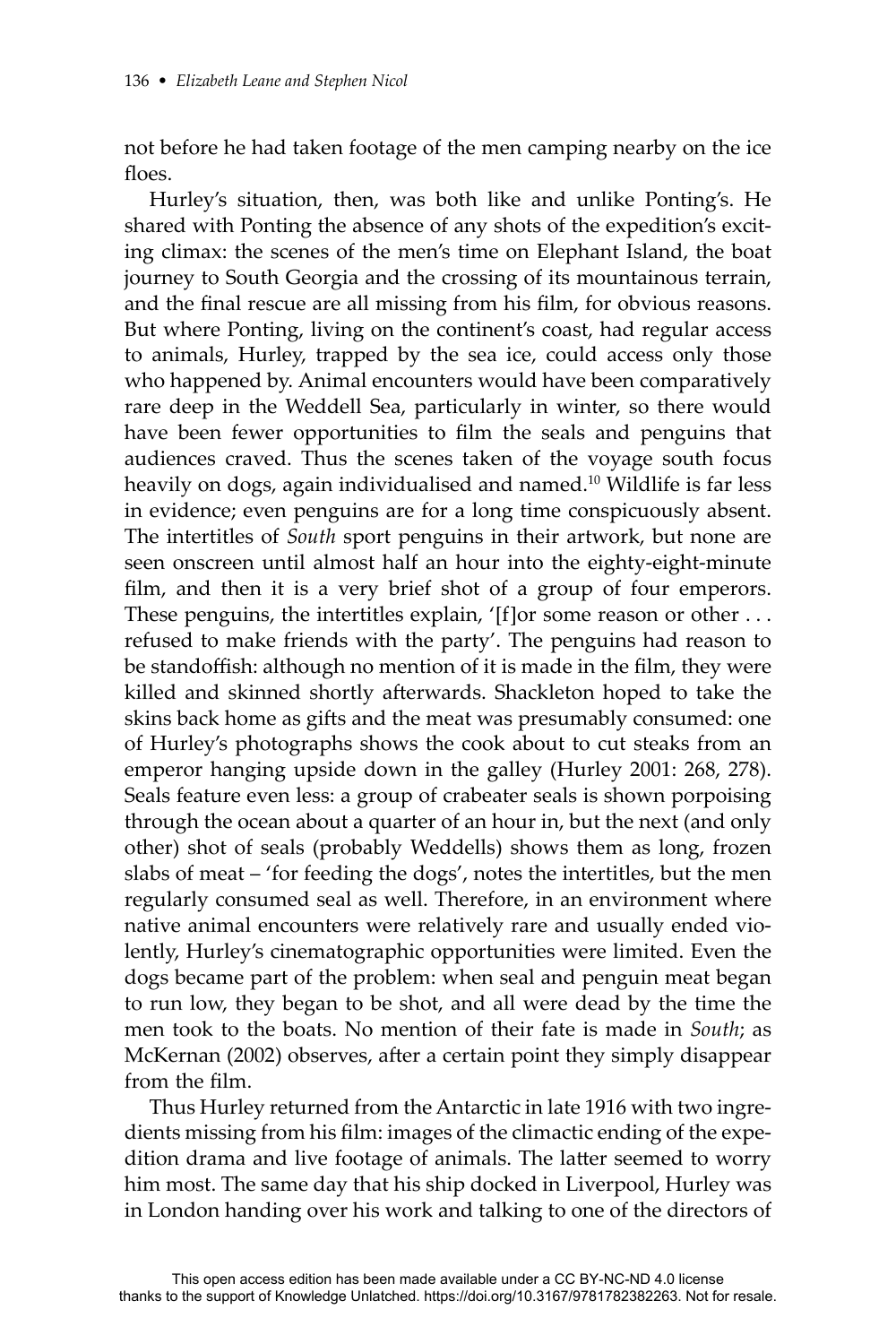not before he had taken footage of the men camping nearby on the ice floes.

Hurley's situation, then, was both like and unlike Ponting's. He shared with Ponting the absence of any shots of the expedition's exciting climax: the scenes of the men's time on Elephant Island, the boat journey to South Georgia and the crossing of its mountainous terrain, and the final rescue are all missing from his film, for obvious reasons. But where Ponting, living on the continent's coast, had regular access to animals, Hurley, trapped by the sea ice, could access only those who happened by. Animal encounters would have been comparatively rare deep in the Weddell Sea, particularly in winter, so there would have been fewer opportunities to film the seals and penguins that audiences craved. Thus the scenes taken of the voyage south focus heavily on dogs, again individualised and named.[10] Wildlife is far less in evidence; even penguins are for a long time conspicuously absent. The intertitles of *South* sport penguins in their artwork, but none are seen onscreen until almost half an hour into the eighty-eight-minute film, and then it is a very brief shot of a group of four emperors. These penguins, the intertitles explain, '[f]or some reason or other . . . refused to make friends with the party'. The penguins had reason to be standoffish: although no mention of it is made in the film, they were killed and skinned shortly afterwards. Shackleton hoped to take the skins back home as gifts and the meat was presumably consumed: one of Hurley's photographs shows the cook about to cut steaks from an emperor hanging upside down in the galley (Hurley 2001: 268, 278). Seals feature even less: a group of crabeater seals is shown porpoising through the ocean about a quarter of an hour in, but the next (and only other) shot of seals (probably Weddells) shows them as long, frozen slabs of meat – 'for feeding the dogs', notes the intertitles, but the men regularly consumed seal as well. Therefore, in an environment where native animal encounters were relatively rare and usually ended violently, Hurley's cinematographic opportunities were limited. Even the dogs became part of the problem: when seal and penguin meat began to run low, they began to be shot, and all were dead by the time the men took to the boats. No mention of their fate is made in *South*; as McKernan (2002) observes, after a certain point they simply disappear from the film.

Thus Hurley returned from the Antarctic in late 1916 with two ingredients missing from his film: images of the climactic ending of the expedition drama and live footage of animals. The latter seemed to worry him most. The same day that his ship docked in Liverpool, Hurley was in London handing over his work and talking to one of the directors of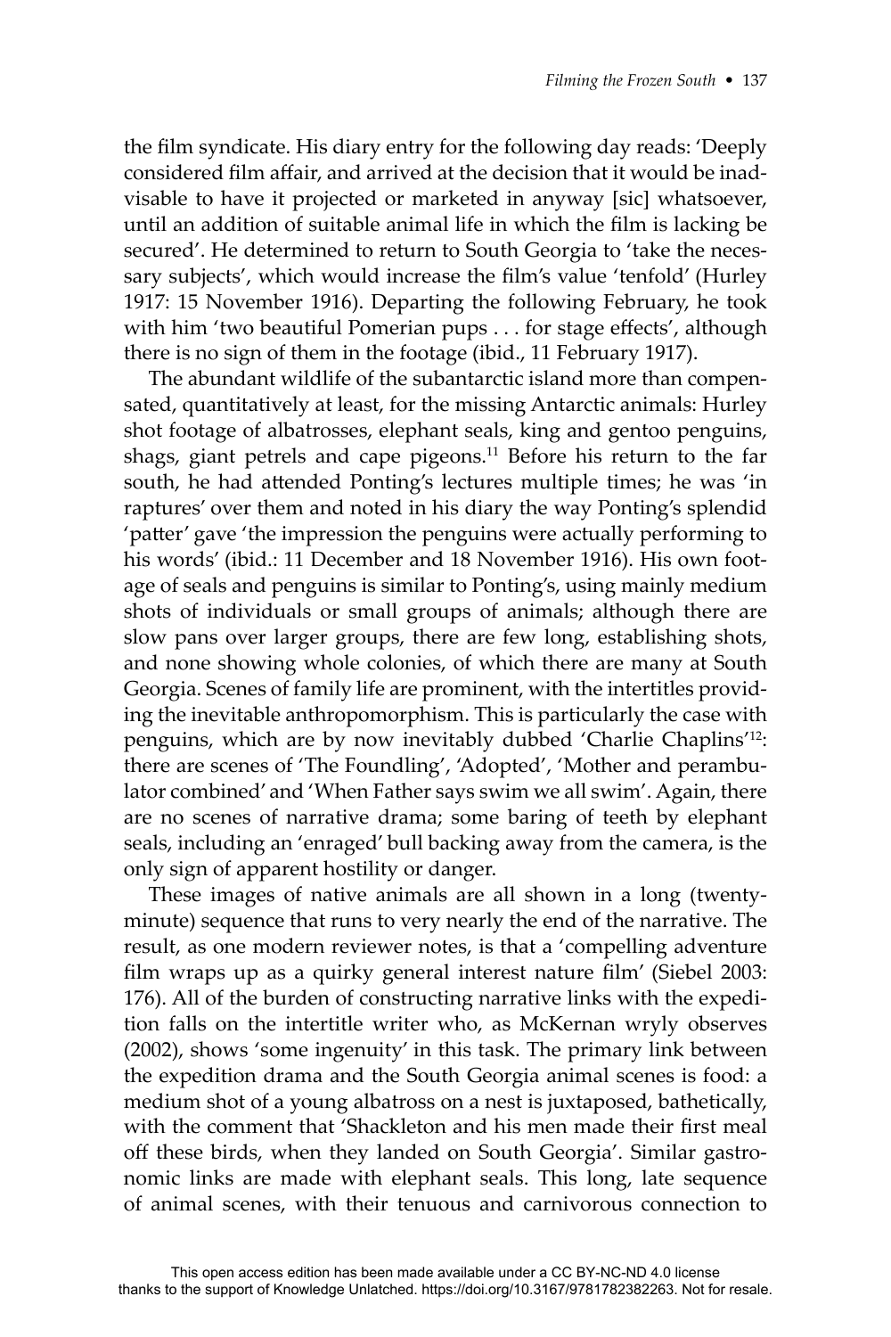the film syndicate. His diary entry for the following day reads: 'Deeply considered film affair, and arrived at the decision that it would be inadvisable to have it projected or marketed in anyway [sic] whatsoever, until an addition of suitable animal life in which the film is lacking be secured'. He determined to return to South Georgia to 'take the necessary subjects', which would increase the film's value 'tenfold' (Hurley 1917: 15 November 1916). Departing the following February, he took with him 'two beautiful Pomerian pups . . . for stage effects', although there is no sign of them in the footage (ibid., 11 February 1917).

The abundant wildlife of the subantarctic island more than compensated, quantitatively at least, for the missing Antarctic animals: Hurley shot footage of albatrosses, elephant seals, king and gentoo penguins, shags, giant petrels and cape pigeons.[11] Before his return to the far south, he had attended Ponting's lectures multiple times; he was 'in raptures' over them and noted in his diary the way Ponting's splendid 'patter' gave 'the impression the penguins were actually performing to his words' (ibid.: 11 December and 18 November 1916). His own footage of seals and penguins is similar to Ponting's, using mainly medium shots of individuals or small groups of animals; although there are slow pans over larger groups, there are few long, establishing shots, and none showing whole colonies, of which there are many at South Georgia. Scenes of family life are prominent, with the intertitles providing the inevitable anthropomorphism. This is particularly the case with penguins, which are by now inevitably dubbed 'Charlie Chaplins'[12]: there are scenes of 'The Foundling', 'Adopted', 'Mother and perambulator combined' and 'When Father says swim we all swim'. Again, there are no scenes of narrative drama; some baring of teeth by elephant seals, including an 'enraged' bull backing away from the camera, is the only sign of apparent hostility or danger.

These images of native animals are all shown in a long (twenty-minute) sequence that runs to very nearly the end of the narrative. The result, as one modern reviewer notes, is that a 'compelling adventure film wraps up as a quirky general interest nature film' (Siebel 2003: 176). All of the burden of constructing narrative links with the expedition falls on the intertitle writer who, as McKernan wryly observes (2002), shows 'some ingenuity' in this task. The primary link between the expedition drama and the South Georgia animal scenes is food: a medium shot of a young albatross on a nest is juxtaposed, bathetically, with the comment that 'Shackleton and his men made their first meal off these birds, when they landed on South Georgia'. Similar gastronomic links are made with elephant seals. This long, late sequence of animal scenes, with their tenuous and carnivorous connection to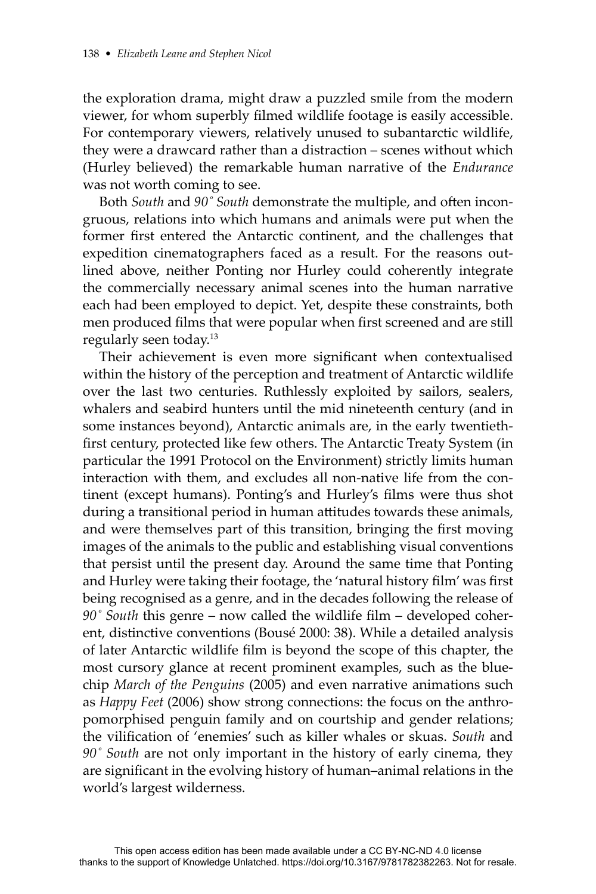the exploration drama, might draw a puzzled smile from the modern viewer, for whom superbly filmed wildlife footage is easily accessible. For contemporary viewers, relatively unused to subantarctic wildlife, they were a drawcard rather than a distraction – scenes without which (Hurley believed) the remarkable human narrative of the *Endurance* was not worth coming to see.

Both *South* and *90˚ South* demonstrate the multiple, and often incongruous, relations into which humans and animals were put when the former first entered the Antarctic continent, and the challenges that expedition cinematographers faced as a result. For the reasons outlined above, neither Ponting nor Hurley could coherently integrate the commercially necessary animal scenes into the human narrative each had been employed to depict. Yet, despite these constraints, both men produced films that were popular when first screened and are still regularly seen today.[13]

Their achievement is even more significant when contextualised within the history of the perception and treatment of Antarctic wildlife over the last two centuries. Ruthlessly exploited by sailors, sealers, whalers and seabird hunters until the mid nineteenth century (and in some instances beyond), Antarctic animals are, in the early twenty-first century, protected like few others. The Antarctic Treaty System (in particular the 1991 Protocol on the Environment) strictly limits human interaction with them, and excludes all non-native life from the continent (except humans). Ponting's and Hurley's films were thus shot during a transitional period in human attitudes towards these animals, and were themselves part of this transition, bringing the first moving images of the animals to the public and establishing visual conventions that persist until the present day. Around the same time that Ponting and Hurley were taking their footage, the 'natural history film' was first being recognised as a genre, and in the decades following the release of *90˚ South* this genre – now called the wildlife film – developed coherent, distinctive conventions (Bousé 2000: 38). While a detailed analysis of later Antarctic wildlife film is beyond the scope of this chapter, the most cursory glance at recent prominent examples, such as the blue-chip *March of the Penguins* (2005) and even narrative animations such as *Happy Feet* (2006) show strong connections: the focus on the anthropomorphised penguin family and on courtship and gender relations; the vilification of 'enemies' such as killer whales or skuas. *South* and *90˚ South* are not only important in the history of early cinema, they are significant in the evolving history of human–animal relations in the world's largest wilderness.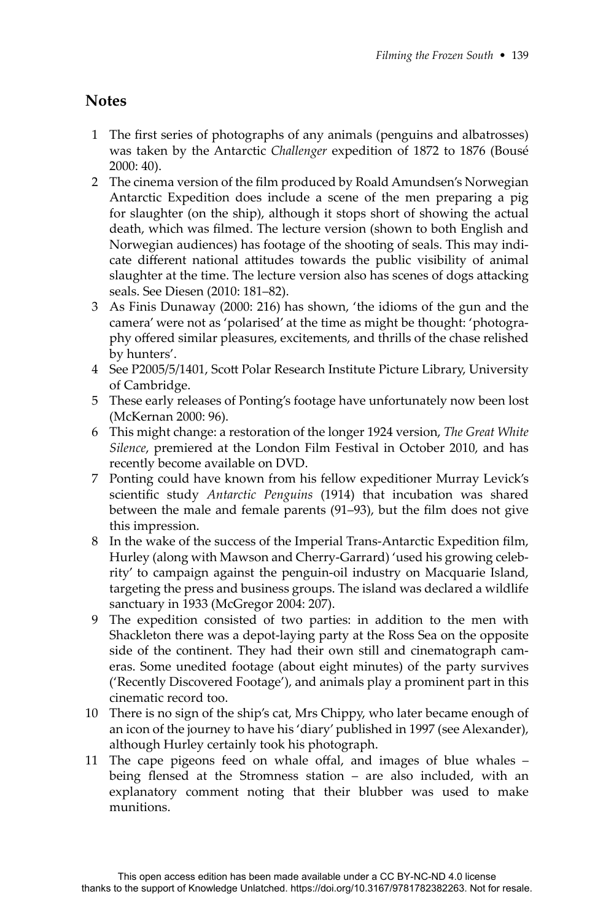## Notes

1. The first series of photographs of any animals (penguins and albatrosses) was taken by the Antarctic *Challenger* expedition of 1872 to 1876 (Bousé 2000: 40).
2. The cinema version of the film produced by Roald Amundsen's Norwegian Antarctic Expedition does include a scene of the men preparing a pig for slaughter (on the ship), although it stops short of showing the actual death, which was filmed. The lecture version (shown to both English and Norwegian audiences) has footage of the shooting of seals. This may indicate different national attitudes towards the public visibility of animal slaughter at the time. The lecture version also has scenes of dogs attacking seals. See Diesen (2010: 181–82).
3. As Finis Dunaway (2000: 216) has shown, 'the idioms of the gun and the camera' were not as 'polarised' at the time as might be thought: 'photography offered similar pleasures, excitements, and thrills of the chase relished by hunters'.
4. See P2005/5/1401, Scott Polar Research Institute Picture Library, University of Cambridge.
5. These early releases of Ponting's footage have unfortunately now been lost (McKernan 2000: 96).
6. This might change: a restoration of the longer 1924 version, *The Great White Silence*, premiered at the London Film Festival in October 2010, and has recently become available on DVD.
7. Ponting could have known from his fellow expeditioner Murray Levick's scientific study *Antarctic Penguins* (1914) that incubation was shared between the male and female parents (91–93), but the film does not give this impression.
8. In the wake of the success of the Imperial Trans-Antarctic Expedition film, Hurley (along with Mawson and Cherry-Garrard) 'used his growing celebrity' to campaign against the penguin-oil industry on Macquarie Island, targeting the press and business groups. The island was declared a wildlife sanctuary in 1933 (McGregor 2004: 207).
9. The expedition consisted of two parties: in addition to the men with Shackleton there was a depot-laying party at the Ross Sea on the opposite side of the continent. They had their own still and cinematograph cameras. Some unedited footage (about eight minutes) of the party survives ('Recently Discovered Footage'), and animals play a prominent part in this cinematic record too.
10. There is no sign of the ship's cat, Mrs Chippy, who later became enough of an icon of the journey to have his 'diary' published in 1997 (see Alexander), although Hurley certainly took his photograph.
11. The cape pigeons feed on whale offal, and images of blue whales – being flensed at the Stromness station – are also included, with an explanatory comment noting that their blubber was used to make munitions.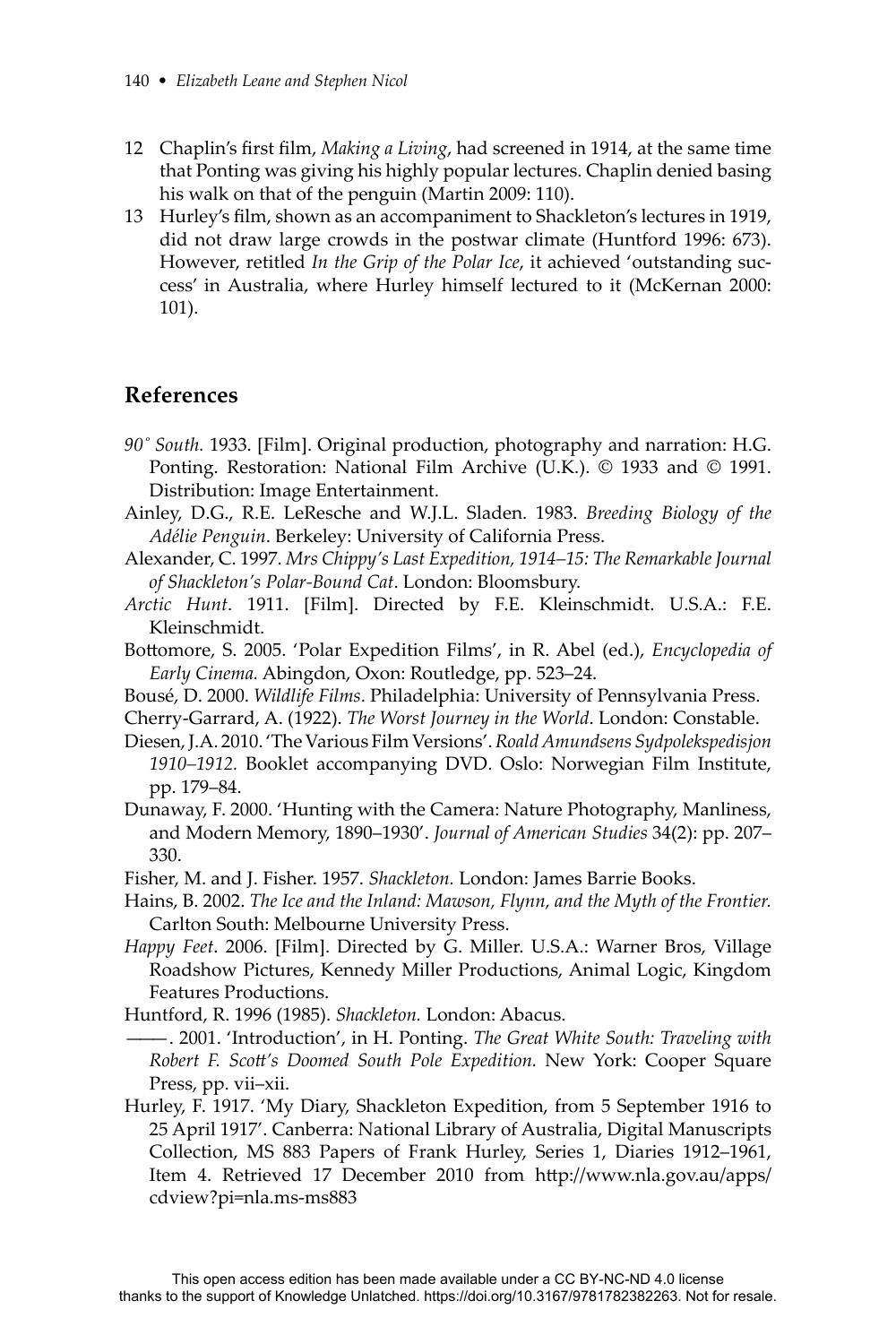12 Chaplin's first film, *Making a Living*, had screened in 1914, at the same time that Ponting was giving his highly popular lectures. Chaplin denied basing his walk on that of the penguin (Martin 2009: 110).

13 Hurley's film, shown as an accompaniment to Shackleton's lectures in 1919, did not draw large crowds in the postwar climate (Huntford 1996: 673). However, retitled *In the Grip of the Polar Ice*, it achieved 'outstanding success' in Australia, where Hurley himself lectured to it (McKernan 2000: 101).

## References

*90˚ South.* 1933. [Film]. Original production, photography and narration: H.G. Ponting. Restoration: National Film Archive (U.K.). © 1933 and © 1991. Distribution: Image Entertainment.

Ainley, D.G., R.E. LeResche and W.J.L. Sladen. 1983. *Breeding Biology of the Adélie Penguin*. Berkeley: University of California Press.

Alexander, C. 1997. *Mrs Chippy's Last Expedition, 1914–15: The Remarkable Journal of Shackleton's Polar-Bound Cat*. London: Bloomsbury.

*Arctic Hunt*. 1911. [Film]. Directed by F.E. Kleinschmidt. U.S.A.: F.E. Kleinschmidt.

Bottomore, S. 2005. 'Polar Expedition Films', in R. Abel (ed.), *Encyclopedia of Early Cinema.* Abingdon, Oxon: Routledge, pp. 523–24.

Bousé, D. 2000. *Wildlife Films*. Philadelphia: University of Pennsylvania Press.

Cherry-Garrard, A. (1922). *The Worst Journey in the World*. London: Constable.

Diesen, J.A. 2010. 'The Various Film Versions'. *Roald Amundsens Sydpolekspedisjon 1910–1912.* Booklet accompanying DVD. Oslo: Norwegian Film Institute, pp. 179–84.

Dunaway, F. 2000. 'Hunting with the Camera: Nature Photography, Manliness, and Modern Memory, 1890–1930'. *Journal of American Studies* 34(2): pp. 207–330.

Fisher, M. and J. Fisher. 1957. *Shackleton.* London: James Barrie Books.

Hains, B. 2002. *The Ice and the Inland: Mawson, Flynn, and the Myth of the Frontier.* Carlton South: Melbourne University Press.

*Happy Feet*. 2006. [Film]. Directed by G. Miller. U.S.A.: Warner Bros, Village Roadshow Pictures, Kennedy Miller Productions, Animal Logic, Kingdom Features Productions.

Huntford, R. 1996 (1985). *Shackleton.* London: Abacus.

———. 2001. 'Introduction', in H. Ponting. *The Great White South: Traveling with Robert F. Scott's Doomed South Pole Expedition.* New York: Cooper Square Press, pp. vii–xii.

Hurley, F. 1917. 'My Diary, Shackleton Expedition, from 5 September 1916 to 25 April 1917'. Canberra: National Library of Australia, Digital Manuscripts Collection, MS 883 Papers of Frank Hurley, Series 1, Diaries 1912–1961, Item 4. Retrieved 17 December 2010 from http://www.nla.gov.au/apps/cdview?pi=nla.ms-ms883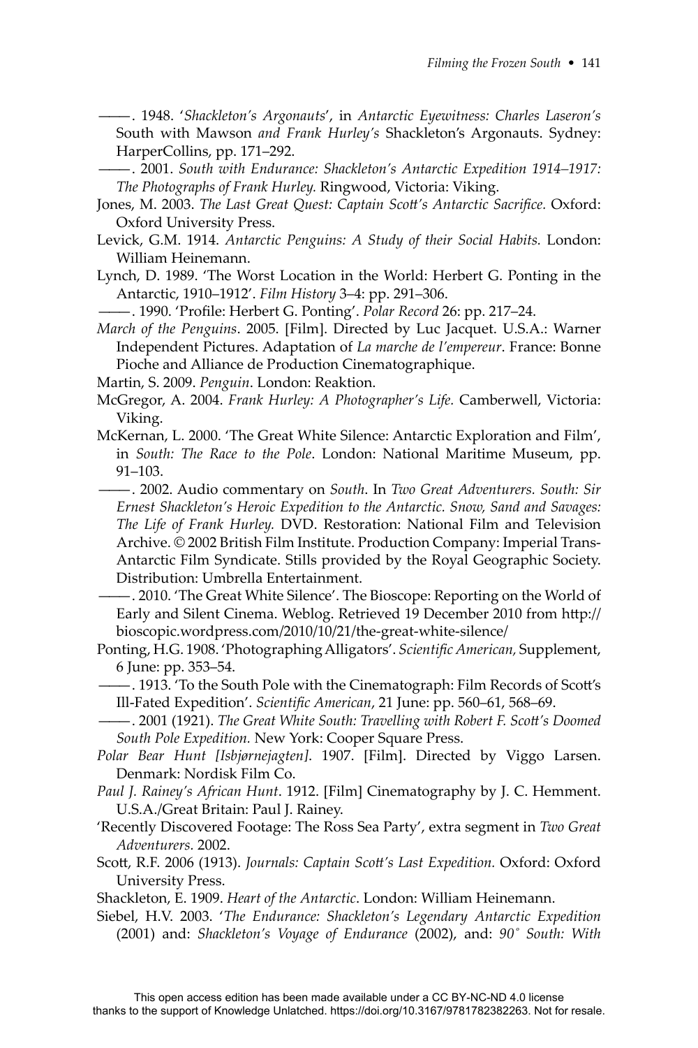———. 1948. '*Shackleton's Argonauts*', in *Antarctic Eyewitness: Charles Laseron's* South with Mawson *and Frank Hurley's* Shackleton's Argonauts. Sydney: HarperCollins, pp. 171–292.

———. 2001. *South with Endurance: Shackleton's Antarctic Expedition 1914–1917: The Photographs of Frank Hurley.* Ringwood, Victoria: Viking.

Jones, M. 2003. *The Last Great Quest: Captain Scott's Antarctic Sacrifice.* Oxford: Oxford University Press.

Levick, G.M. 1914. *Antarctic Penguins: A Study of their Social Habits.* London: William Heinemann.

Lynch, D. 1989. 'The Worst Location in the World: Herbert G. Ponting in the Antarctic, 1910–1912'. *Film History* 3–4: pp. 291–306.

———. 1990. 'Profile: Herbert G. Ponting'. *Polar Record* 26: pp. 217–24.

*March of the Penguins*. 2005. [Film]. Directed by Luc Jacquet. U.S.A.: Warner Independent Pictures. Adaptation of *La marche de l'empereur*. France: Bonne Pioche and Alliance de Production Cinematographique.

Martin, S. 2009. *Penguin*. London: Reaktion.

McGregor, A. 2004. *Frank Hurley: A Photographer's Life.* Camberwell, Victoria: Viking.

McKernan, L. 2000. 'The Great White Silence: Antarctic Exploration and Film', in *South: The Race to the Pole*. London: National Maritime Museum, pp. 91–103.

———. 2002. Audio commentary on *South*. In *Two Great Adventurers. South: Sir Ernest Shackleton's Heroic Expedition to the Antarctic. Snow, Sand and Savages: The Life of Frank Hurley*. DVD. Restoration: National Film and Television Archive. © 2002 British Film Institute. Production Company: Imperial Trans-Antarctic Film Syndicate. Stills provided by the Royal Geographic Society. Distribution: Umbrella Entertainment.

———. 2010. 'The Great White Silence'. The Bioscope: Reporting on the World of Early and Silent Cinema. Weblog. Retrieved 19 December 2010 from http://bioscopic.wordpress.com/2010/10/21/the-great-white-silence/

Ponting, H.G. 1908. 'Photographing Alligators'. *Scientific American,* Supplement, 6 June: pp. 353–54.

———. 1913. 'To the South Pole with the Cinematograph: Film Records of Scott's Ill-Fated Expedition'. *Scientific American*, 21 June: pp. 560–61, 568–69.

———. 2001 (1921). *The Great White South: Travelling with Robert F. Scott's Doomed South Pole Expedition.* New York: Cooper Square Press.

*Polar Bear Hunt [Isbjørnejagten]*. 1907. [Film]. Directed by Viggo Larsen. Denmark: Nordisk Film Co.

*Paul J. Rainey's African Hunt*. 1912. [Film] Cinematography by J. C. Hemment. U.S.A./Great Britain: Paul J. Rainey.

'Recently Discovered Footage: The Ross Sea Party', extra segment in *Two Great Adventurers.* 2002.

Scott, R.F. 2006 (1913). *Journals: Captain Scott's Last Expedition.* Oxford: Oxford University Press.

Shackleton, E. 1909. *Heart of the Antarctic*. London: William Heinemann.

Siebel, H.V. 2003. '*The Endurance: Shackleton's Legendary Antarctic Expedition* (2001) and: *Shackleton's Voyage of Endurance* (2002), and: *90° South: With*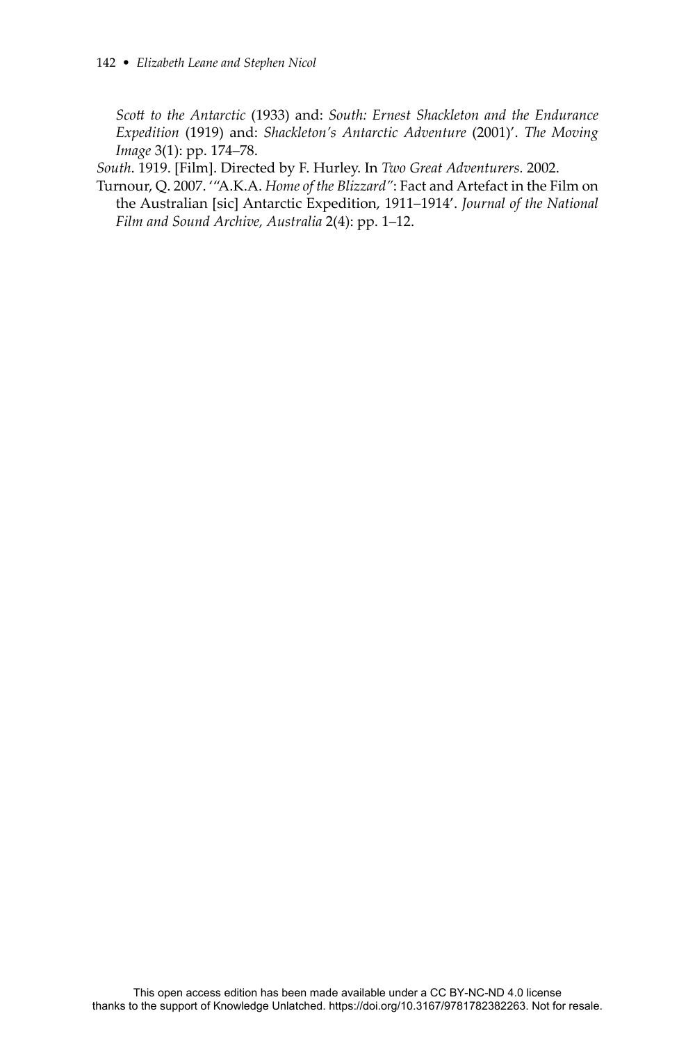*Scott to the Antarctic* (1933) and: *South: Ernest Shackleton and the Endurance Expedition* (1919) and: *Shackleton's Antarctic Adventure* (2001)'. *The Moving Image* 3(1): pp. 174–78.

*South*. 1919. [Film]. Directed by F. Hurley. In *Two Great Adventurers.* 2002.

Turnour, Q. 2007. '"A.K.A. *Home of the Blizzard"*: Fact and Artefact in the Film on the Australian [sic] Antarctic Expedition, 1911–1914'. *Journal of the National Film and Sound Archive, Australia* 2(4): pp. 1–12.

This open access edition has been made available under a CC BY-NC-ND 4.0 license thanks to the support of Knowledge Unlatched. https://doi.org/10.3167/9781782382263. Not for resale.